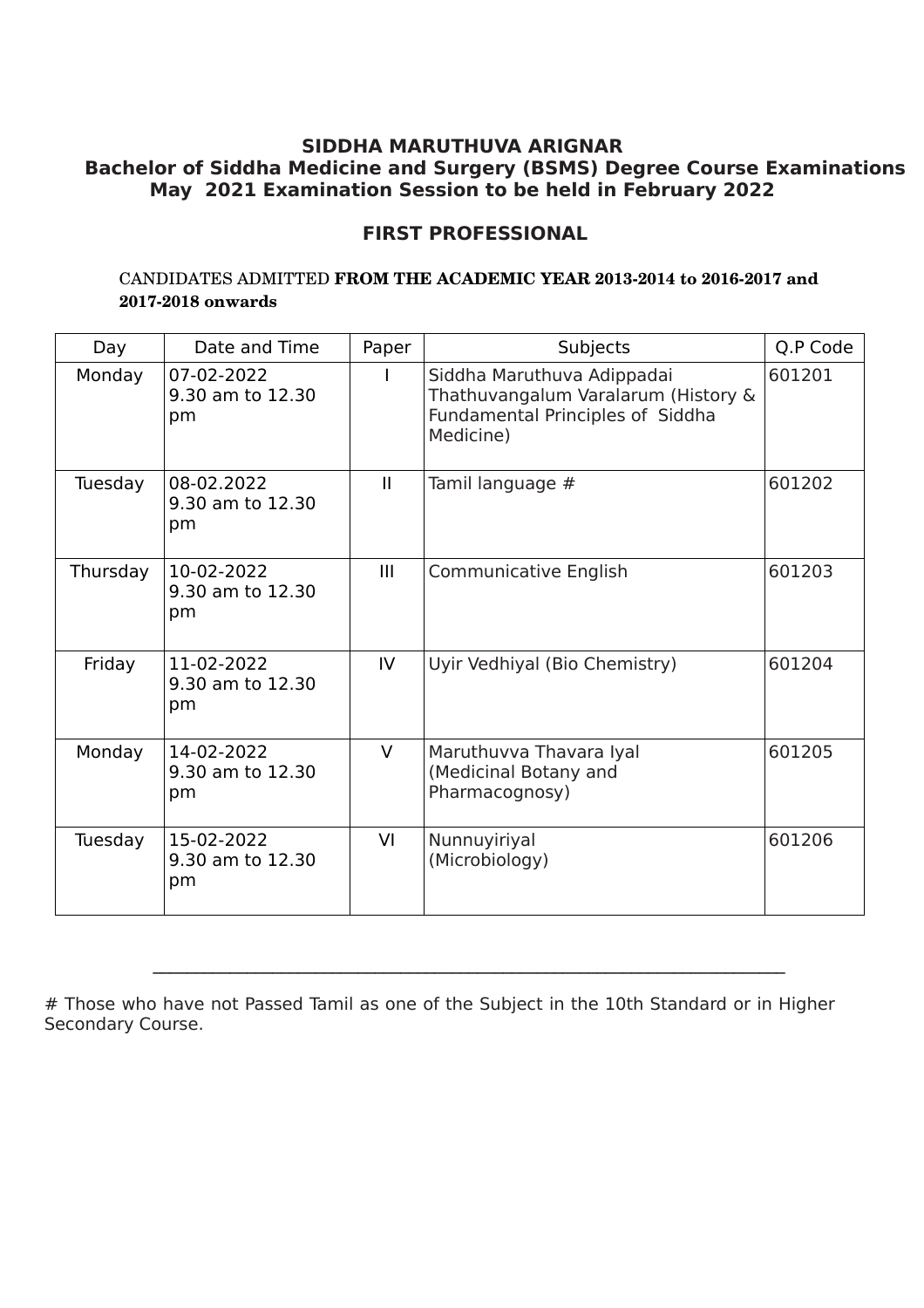# SIDDHA MARUTHUVA ARIGNAR

## Bachelor of Siddha Medicine and Surgery (BSMS) Degree Course Examinations May 2021 Examination Session to be held in February 2022

## FIRST PROFESSIONAL

CANDIDATES ADMITTED **FROM THE ACADEMIC YEAR 2013-2014 to 2016-2017 and 2017-2018 onwards**

| Day | Date and Time | Paper | Subjects | Q.P Code |
|---|---|---|---|---|
| Monday | 07-02-2022 9.30 am to 12.30 pm | I | Siddha Maruthuva Adippadai Thathuvangalum Varalarum (History & Fundamental Principles of Siddha Medicine) | 601201 |
| Tuesday | 08-02.2022 9.30 am to 12.30 pm | II | Tamil language # | 601202 |
| Thursday | 10-02-2022 9.30 am to 12.30 pm | III | Communicative English | 601203 |
| Friday | 11-02-2022 9.30 am to 12.30 pm | IV | Uyir Vedhiyal (Bio Chemistry) | 601204 |
| Monday | 14-02-2022 9.30 am to 12.30 pm | V | Maruthuvva Thavara Iyal (Medicinal Botany and Pharmacognosy) | 601205 |
| Tuesday | 15-02-2022 9.30 am to 12.30 pm | VI | Nunnuyiriyal (Microbiology) | 601206 |

---

# Those who have not Passed Tamil as one of the Subject in the 10th Standard or in Higher Secondary Course.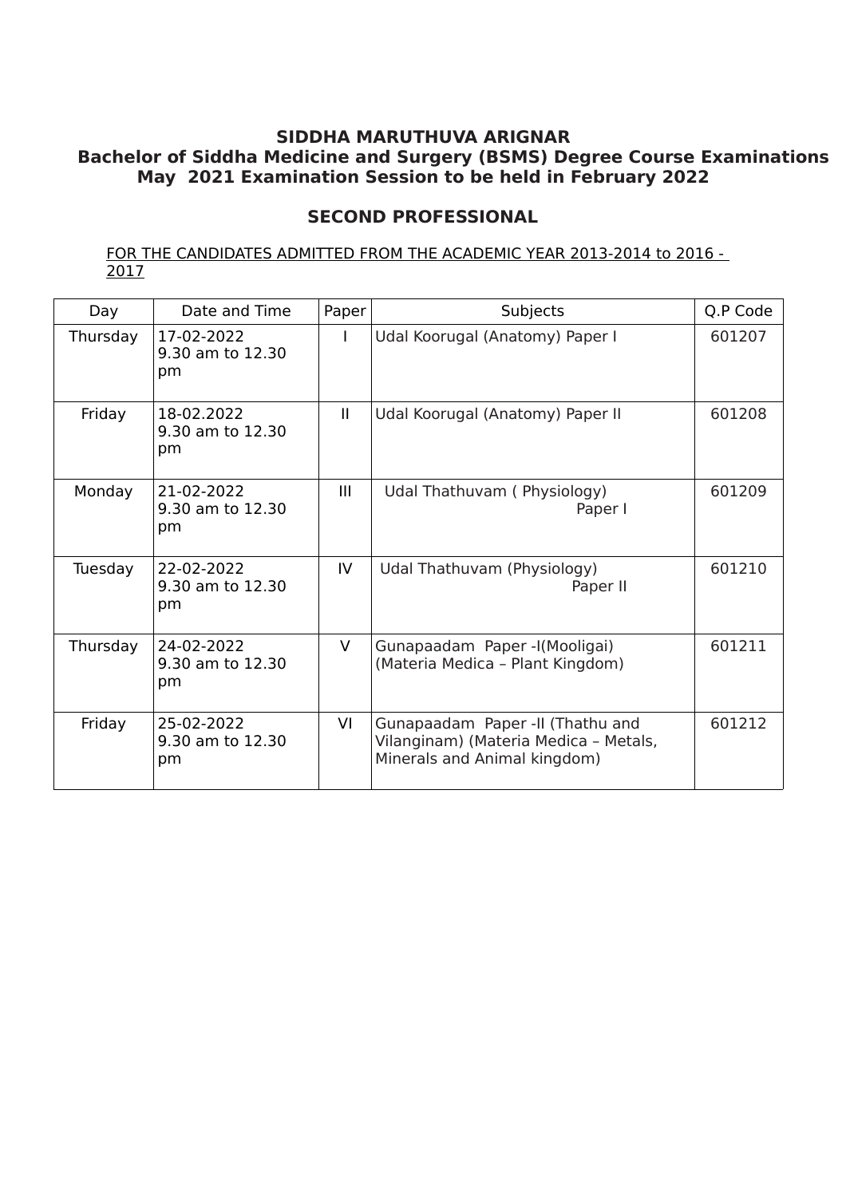**SIDDHA MARUTHUVA ARIGNAR**
**Bachelor of Siddha Medicine and Surgery (BSMS) Degree Course Examinations**
**May 2021 Examination Session to be held in February 2022**

## SECOND PROFESSIONAL

FOR THE CANDIDATES ADMITTED FROM THE ACADEMIC YEAR 2013-2014 to 2016 - 2017

| Day | Date and Time | Paper | Subjects | Q.P Code |
|---|---|---|---|---|
| Thursday | 17-02-2022 9.30 am to 12.30 pm | I | Udal Koorugal (Anatomy) Paper I | 601207 |
| Friday | 18.02.2022 9.30 am to 12.30 pm | II | Udal Koorugal (Anatomy) Paper II | 601208 |
| Monday | 21-02-2022 9.30 am to 12.30 pm | III | Udal Thathuvam ( Physiology) Paper I | 601209 |
| Tuesday | 22-02-2022 9.30 am to 12.30 pm | IV | Udal Thathuvam (Physiology) Paper II | 601210 |
| Thursday | 24-02-2022 9.30 am to 12.30 pm | V | Gunapaadam Paper -I(Mooligai) (Materia Medica – Plant Kingdom) | 601211 |
| Friday | 25-02-2022 9.30 am to 12.30 pm | VI | Gunapaadam Paper -II (Thathu and Vilanginam) (Materia Medica – Metals, Minerals and Animal kingdom) | 601212 |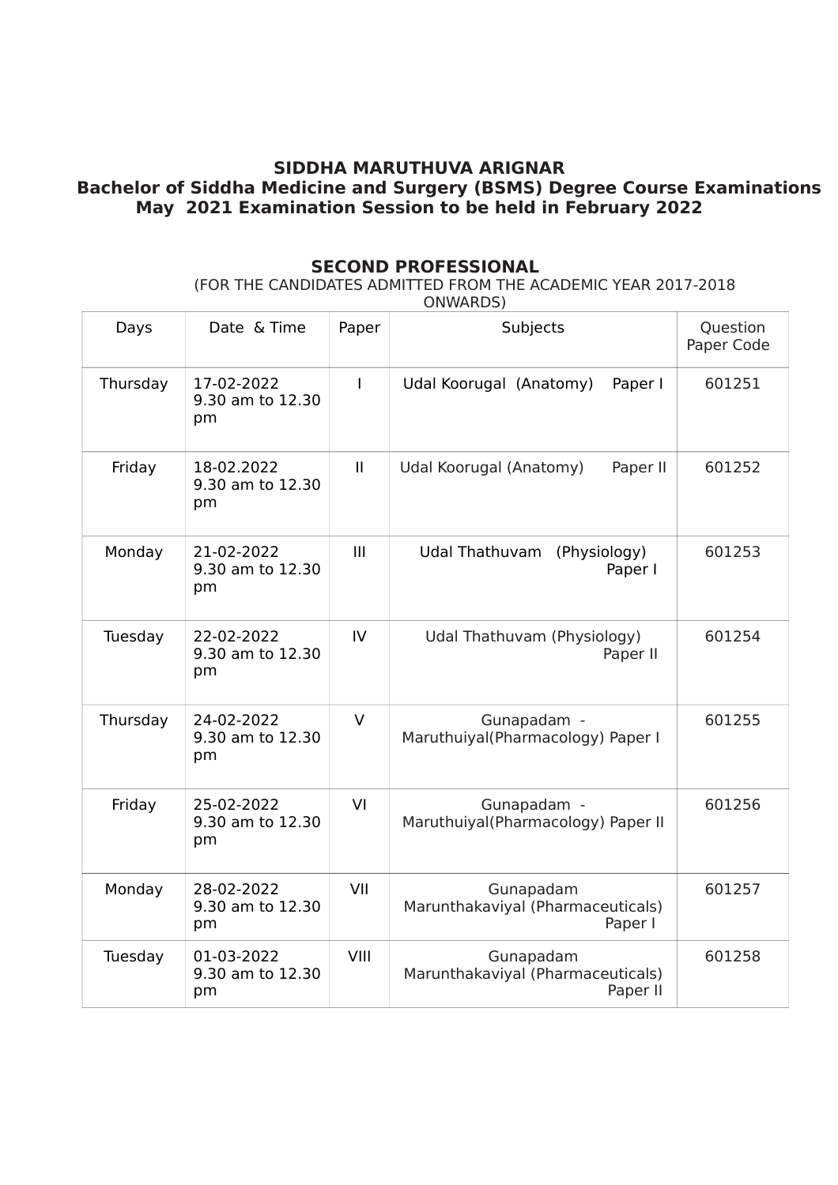**SIDDHA MARUTHUVA ARIGNAR**
**Bachelor of Siddha Medicine and Surgery (BSMS) Degree Course Examinations**
**May 2021 Examination Session to be held in February 2022**

## SECOND PROFESSIONAL

(FOR THE CANDIDATES ADMITTED FROM THE ACADEMIC YEAR 2017-2018 ONWARDS)

| Days | Date & Time | Paper | Subjects | Question Paper Code |
|---|---|---|---|---|
| Thursday | 17-02-2022 9.30 am to 12.30 pm | I | Udal Koorugal (Anatomy) Paper I | 601251 |
| Friday | 18-02.2022 9.30 am to 12.30 pm | II | Udal Koorugal (Anatomy) Paper II | 601252 |
| Monday | 21-02-2022 9.30 am to 12.30 pm | III | Udal Thathuvam (Physiology) Paper I | 601253 |
| Tuesday | 22-02-2022 9.30 am to 12.30 pm | IV | Udal Thathuvam (Physiology) Paper II | 601254 |
| Thursday | 24-02-2022 9.30 am to 12.30 pm | V | Gunapadam - Maruthuiyal(Pharmacology) Paper I | 601255 |
| Friday | 25-02-2022 9.30 am to 12.30 pm | VI | Gunapadam - Maruthuiyal(Pharmacology) Paper II | 601256 |
| Monday | 28-02-2022 9.30 am to 12.30 pm | VII | Gunapadam Marunthakaviyal (Pharmaceuticals) Paper I | 601257 |
| Tuesday | 01-03-2022 9.30 am to 12.30 pm | VIII | Gunapadam Marunthakaviyal (Pharmaceuticals) Paper II | 601258 |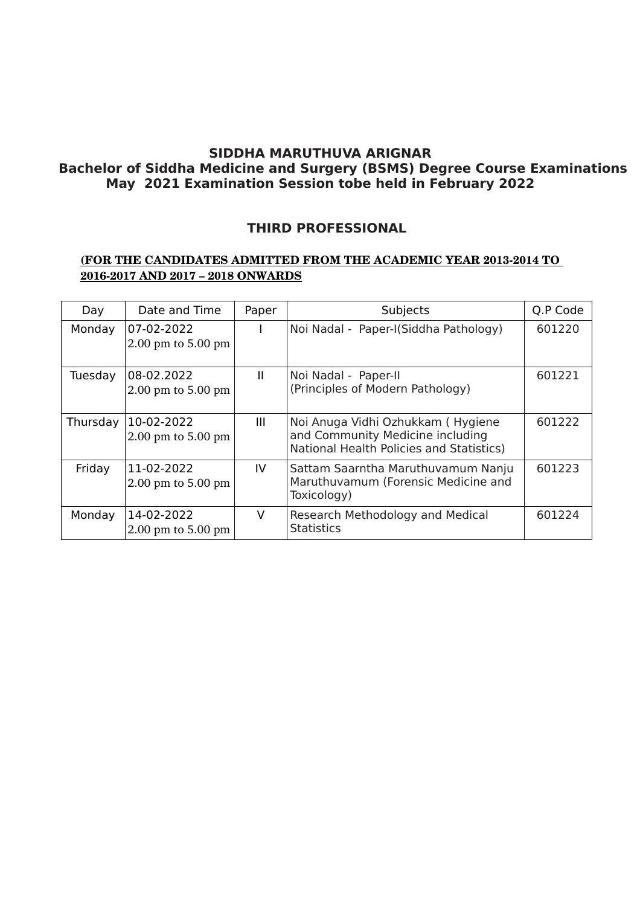**SIDDHA MARUTHUVA ARIGNAR**
**Bachelor of Siddha Medicine and Surgery (BSMS) Degree Course Examinations**
**May 2021 Examination Session tobe held in February 2022**

## THIRD PROFESSIONAL

**(FOR THE CANDIDATES ADMITTED FROM THE ACADEMIC YEAR 2013-2014 TO 2016-2017 AND 2017 – 2018 ONWARDS**

| Day | Date and Time | Paper | Subjects | Q.P Code |
|---|---|---|---|---|
| Monday | 07-02-2022<br>2.00 pm to 5.00 pm | I | Noi Nadal - Paper-I(Siddha Pathology) | 601220 |
| Tuesday | 08.02.2022<br>2.00 pm to 5.00 pm | II | Noi Nadal - Paper-II<br>(Principles of Modern Pathology) | 601221 |
| Thursday | 10-02-2022<br>2.00 pm to 5.00 pm | III | Noi Anuga Vidhi Ozhukkam ( Hygiene and Community Medicine including National Health Policies and Statistics) | 601222 |
| Friday | 11-02-2022<br>2.00 pm to 5.00 pm | IV | Sattam Saarntha Maruthuvamum Nanju Maruthuvamum (Forensic Medicine and Toxicology) | 601223 |
| Monday | 14-02-2022<br>2.00 pm to 5.00 pm | V | Research Methodology and Medical Statistics | 601224 |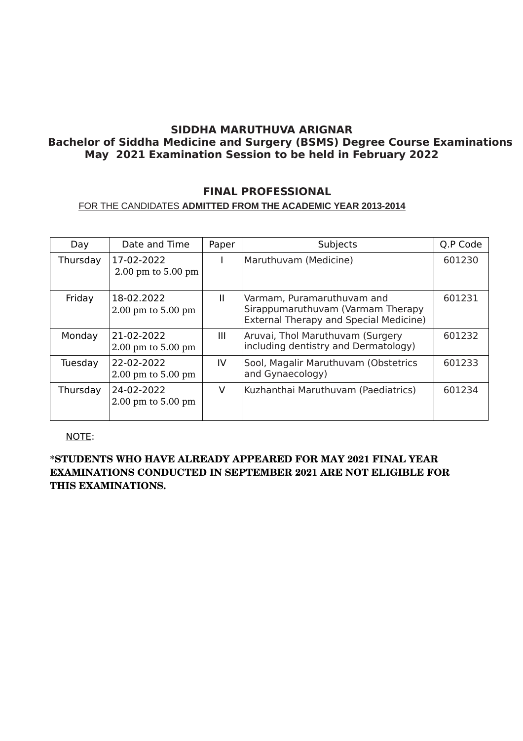**SIDDHA MARUTHUVA ARIGNAR**
**Bachelor of Siddha Medicine and Surgery (BSMS) Degree Course Examinations**
**May 2021 Examination Session to be held in February 2022**

## FINAL PROFESSIONAL

FOR THE CANDIDATES **ADMITTED FROM THE ACADEMIC YEAR 2013-2014**

| Day | Date and Time | Paper | Subjects | Q.P Code |
|---|---|---|---|---|
| Thursday | 17-02-2022 2.00 pm to 5.00 pm | I | Maruthuvam (Medicine) | 601230 |
| Friday | 18.02.2022 2.00 pm to 5.00 pm | II | Varmam, Puramaruthuvam and Sirappumaruthuvam (Varmam Therapy External Therapy and Special Medicine) | 601231 |
| Monday | 21-02-2022 2.00 pm to 5.00 pm | III | Aruvai, Thol Maruthuvam (Surgery including dentistry and Dermatology) | 601232 |
| Tuesday | 22-02-2022 2.00 pm to 5.00 pm | IV | Sool, Magalir Maruthuvam (Obstetrics and Gynaecology) | 601233 |
| Thursday | 24-02-2022 2.00 pm to 5.00 pm | V | Kuzhanthai Maruthuvam (Paediatrics) | 601234 |

NOTE:

**\*STUDENTS WHO HAVE ALREADY APPEARED FOR MAY 2021 FINAL YEAR EXAMINATIONS CONDUCTED IN SEPTEMBER 2021 ARE NOT ELIGIBLE FOR THIS EXAMINATIONS.**